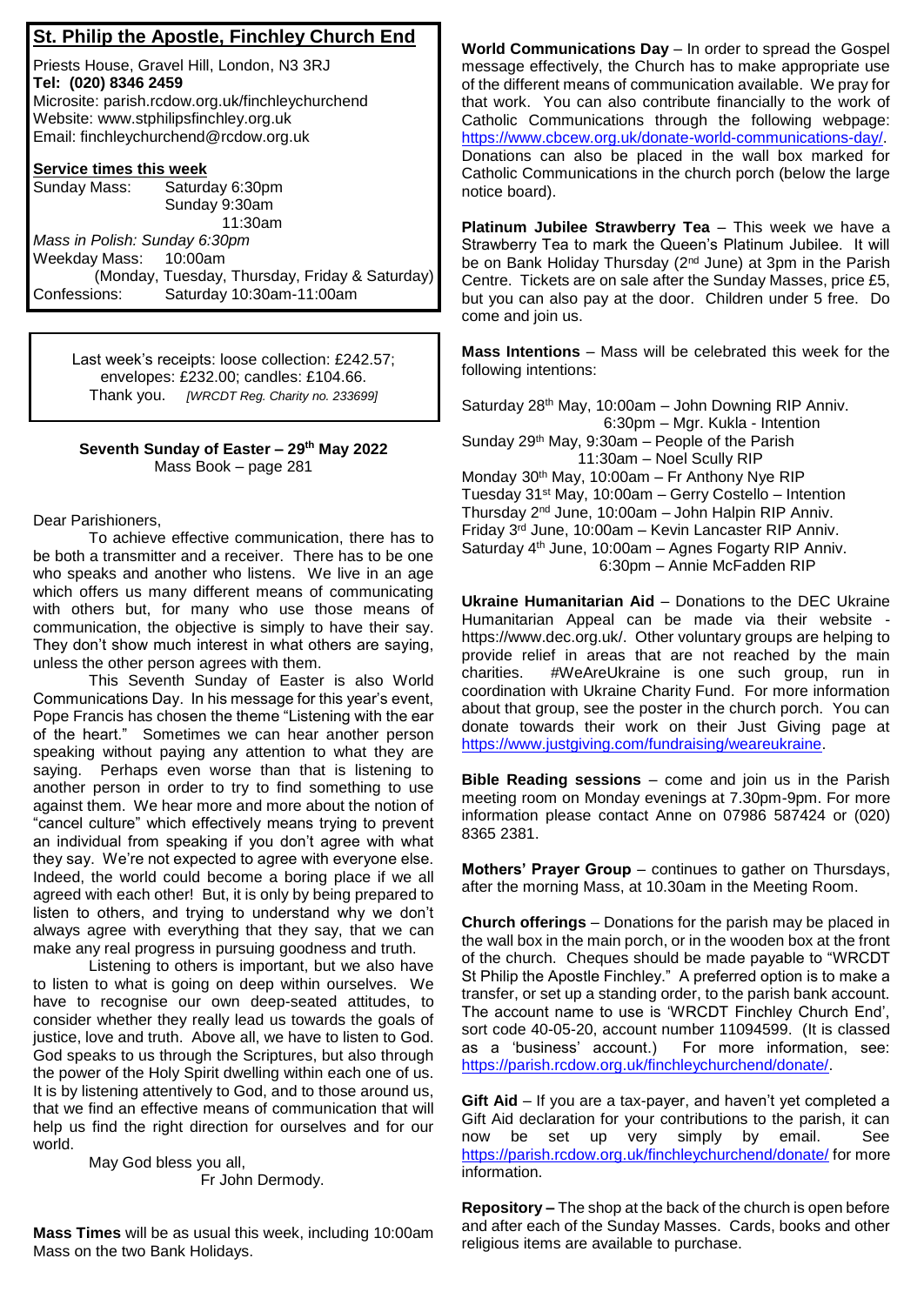## St. Philip the Apostle, Finchley Church End

Priests House, Gravel Hill, London, N3 3RJ
**Tel: (020) 8346 2459**
Microsite: parish.rcdow.org.uk/finchleychurchend
Website: www.stphilipsfinchley.org.uk
Email: finchleychurchend@rcdow.org.uk

**Service times this week**

Sunday Mass: Saturday 6:30pm
Sunday 9:30am
11:30am

*Mass in Polish: Sunday 6:30pm*

Weekday Mass: 10:00am
(Monday, Tuesday, Thursday, Friday & Saturday)

Confessions: Saturday 10:30am-11:00am

Last week's receipts: loose collection: £242.57; envelopes: £232.00; candles: £104.66.
Thank you. *[WRCDT Reg. Charity no. 233699]*

**Seventh Sunday of Easter – 29th May 2022**
Mass Book – page 281

Dear Parishioners,

To achieve effective communication, there has to be both a transmitter and a receiver. There has to be one who speaks and another who listens. We live in an age which offers us many different means of communicating with others but, for many who use those means of communication, the objective is simply to have their say. They don't show much interest in what others are saying, unless the other person agrees with them.

This Seventh Sunday of Easter is also World Communications Day. In his message for this year's event, Pope Francis has chosen the theme "Listening with the ear of the heart." Sometimes we can hear another person speaking without paying any attention to what they are saying. Perhaps even worse than that is listening to another person in order to try to find something to use against them. We hear more and more about the notion of "cancel culture" which effectively means trying to prevent an individual from speaking if you don't agree with what they say. We're not expected to agree with everyone else. Indeed, the world could become a boring place if we all agreed with each other! But, it is only by being prepared to listen to others, and trying to understand why we don't always agree with everything that they say, that we can make any real progress in pursuing goodness and truth.

Listening to others is important, but we also have to listen to what is going on deep within ourselves. We have to recognise our own deep-seated attitudes, to consider whether they really lead us towards the goals of justice, love and truth. Above all, we have to listen to God. God speaks to us through the Scriptures, but also through the power of the Holy Spirit dwelling within each one of us. It is by listening attentively to God, and to those around us, that we find an effective means of communication that will help us find the right direction for ourselves and for our world.

May God bless you all,
Fr John Dermody.

**Mass Times** will be as usual this week, including 10:00am Mass on the two Bank Holidays.

**World Communications Day** – In order to spread the Gospel message effectively, the Church has to make appropriate use of the different means of communication available. We pray for that work. You can also contribute financially to the work of Catholic Communications through the following webpage: https://www.cbcew.org.uk/donate-world-communications-day/. Donations can also be placed in the wall box marked for Catholic Communications in the church porch (below the large notice board).

**Platinum Jubilee Strawberry Tea** – This week we have a Strawberry Tea to mark the Queen's Platinum Jubilee. It will be on Bank Holiday Thursday (2nd June) at 3pm in the Parish Centre. Tickets are on sale after the Sunday Masses, price £5, but you can also pay at the door. Children under 5 free. Do come and join us.

**Mass Intentions** – Mass will be celebrated this week for the following intentions:

Saturday 28th May, 10:00am – John Downing RIP Anniv.
6:30pm – Mgr. Kukla - Intention
Sunday 29th May, 9:30am – People of the Parish
11:30am – Noel Scully RIP
Monday 30th May, 10:00am – Fr Anthony Nye RIP
Tuesday 31st May, 10:00am – Gerry Costello – Intention
Thursday 2nd June, 10:00am – John Halpin RIP Anniv.
Friday 3rd June, 10:00am – Kevin Lancaster RIP Anniv.
Saturday 4th June, 10:00am – Agnes Fogarty RIP Anniv.
6:30pm – Annie McFadden RIP

**Ukraine Humanitarian Aid** – Donations to the DEC Ukraine Humanitarian Appeal can be made via their website - https://www.dec.org.uk/. Other voluntary groups are helping to provide relief in areas that are not reached by the main charities. #WeAreUkraine is one such group, run in coordination with Ukraine Charity Fund. For more information about that group, see the poster in the church porch. You can donate towards their work on their Just Giving page at https://www.justgiving.com/fundraising/weareukraine.

**Bible Reading sessions** – come and join us in the Parish meeting room on Monday evenings at 7.30pm-9pm. For more information please contact Anne on 07986 587424 or (020) 8365 2381.

**Mothers' Prayer Group** – continues to gather on Thursdays, after the morning Mass, at 10.30am in the Meeting Room.

**Church offerings** – Donations for the parish may be placed in the wall box in the main porch, or in the wooden box at the front of the church. Cheques should be made payable to "WRCDT St Philip the Apostle Finchley." A preferred option is to make a transfer, or set up a standing order, to the parish bank account. The account name to use is 'WRCDT Finchley Church End', sort code 40-05-20, account number 11094599. (It is classed as a 'business' account.) For more information, see: https://parish.rcdow.org.uk/finchleychurchend/donate/.

**Gift Aid** – If you are a tax-payer, and haven't yet completed a Gift Aid declaration for your contributions to the parish, it can now be set up very simply by email. See https://parish.rcdow.org.uk/finchleychurchend/donate/ for more information.

**Repository –** The shop at the back of the church is open before and after each of the Sunday Masses. Cards, books and other religious items are available to purchase.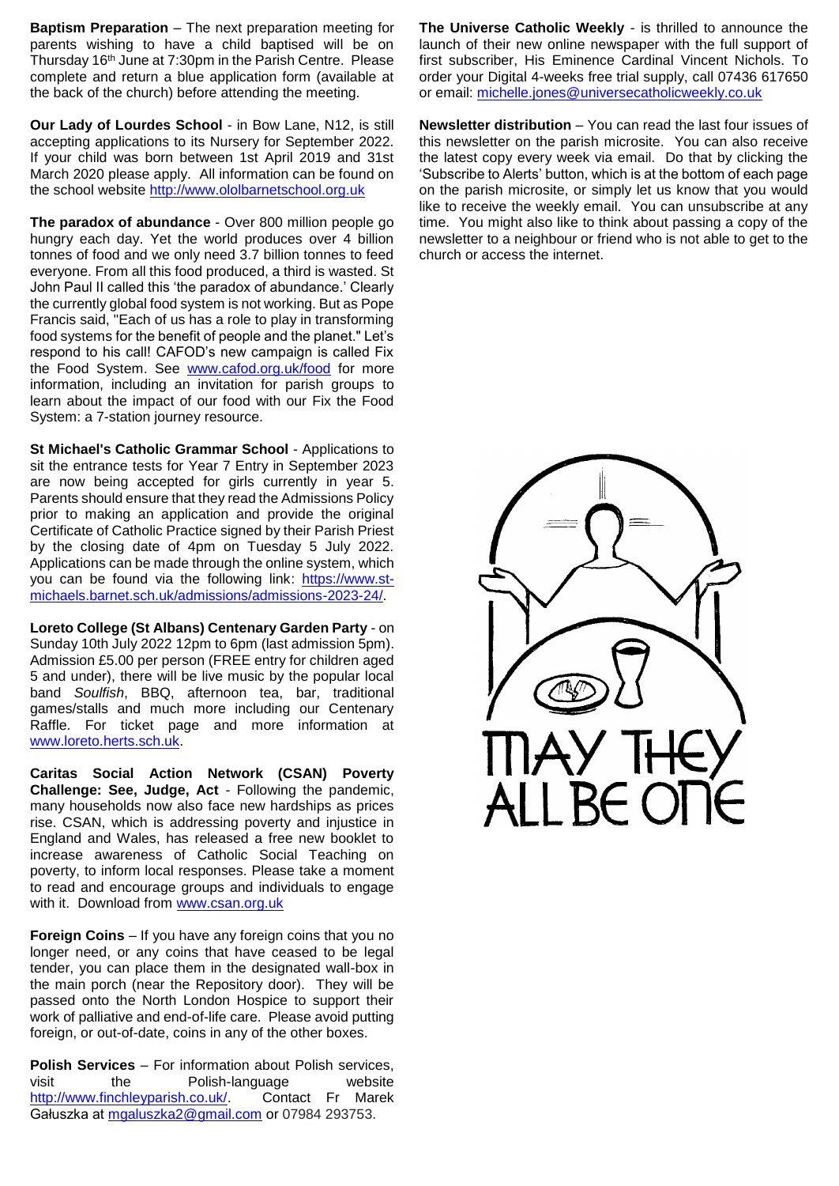**Baptism Preparation** – The next preparation meeting for parents wishing to have a child baptised will be on Thursday 16th June at 7:30pm in the Parish Centre. Please complete and return a blue application form (available at the back of the church) before attending the meeting.

**Our Lady of Lourdes School** - in Bow Lane, N12, is still accepting applications to its Nursery for September 2022. If your child was born between 1st April 2019 and 31st March 2020 please apply. All information can be found on the school website http://www.ololbarnetschool.org.uk

**The paradox of abundance** - Over 800 million people go hungry each day. Yet the world produces over 4 billion tonnes of food and we only need 3.7 billion tonnes to feed everyone. From all this food produced, a third is wasted. St John Paul II called this 'the paradox of abundance.' Clearly the currently global food system is not working. But as Pope Francis said, "Each of us has a role to play in transforming food systems for the benefit of people and the planet." Let's respond to his call! CAFOD's new campaign is called Fix the Food System. See www.cafod.org.uk/food for more information, including an invitation for parish groups to learn about the impact of our food with our Fix the Food System: a 7-station journey resource.

**St Michael's Catholic Grammar School** - Applications to sit the entrance tests for Year 7 Entry in September 2023 are now being accepted for girls currently in year 5. Parents should ensure that they read the Admissions Policy prior to making an application and provide the original Certificate of Catholic Practice signed by their Parish Priest by the closing date of 4pm on Tuesday 5 July 2022. Applications can be made through the online system, which you can be found via the following link: https://www.st-michaels.barnet.sch.uk/admissions/admissions-2023-24/.

**Loreto College (St Albans) Centenary Garden Party** - on Sunday 10th July 2022 12pm to 6pm (last admission 5pm). Admission £5.00 per person (FREE entry for children aged 5 and under), there will be live music by the popular local band *Soulfish*, BBQ, afternoon tea, bar, traditional games/stalls and much more including our Centenary Raffle. For ticket page and more information at www.loreto.herts.sch.uk.

**Caritas Social Action Network (CSAN) Poverty Challenge: See, Judge, Act** - Following the pandemic, many households now also face new hardships as prices rise. CSAN, which is addressing poverty and injustice in England and Wales, has released a free new booklet to increase awareness of Catholic Social Teaching on poverty, to inform local responses. Please take a moment to read and encourage groups and individuals to engage with it. Download from www.csan.org.uk

**Foreign Coins** – If you have any foreign coins that you no longer need, or any coins that have ceased to be legal tender, you can place them in the designated wall-box in the main porch (near the Repository door). They will be passed onto the North London Hospice to support their work of palliative and end-of-life care. Please avoid putting foreign, or out-of-date, coins in any of the other boxes.

**Polish Services** – For information about Polish services, visit the Polish-language website http://www.finchleyparish.co.uk/. Contact Fr Marek Gałuszka at mgaluszka2@gmail.com or 07984 293753.

**The Universe Catholic Weekly** - is thrilled to announce the launch of their new online newspaper with the full support of first subscriber, His Eminence Cardinal Vincent Nichols. To order your Digital 4-weeks free trial supply, call 07436 617650 or email: michelle.jones@universecatholicweekly.co.uk

**Newsletter distribution** – You can read the last four issues of this newsletter on the parish microsite. You can also receive the latest copy every week via email. Do that by clicking the 'Subscribe to Alerts' button, which is at the bottom of each page on the parish microsite, or simply let us know that you would like to receive the weekly email. You can unsubscribe at any time. You might also like to think about passing a copy of the newsletter to a neighbour or friend who is not able to get to the church or access the internet.

MAY THEY ALL BE ONE